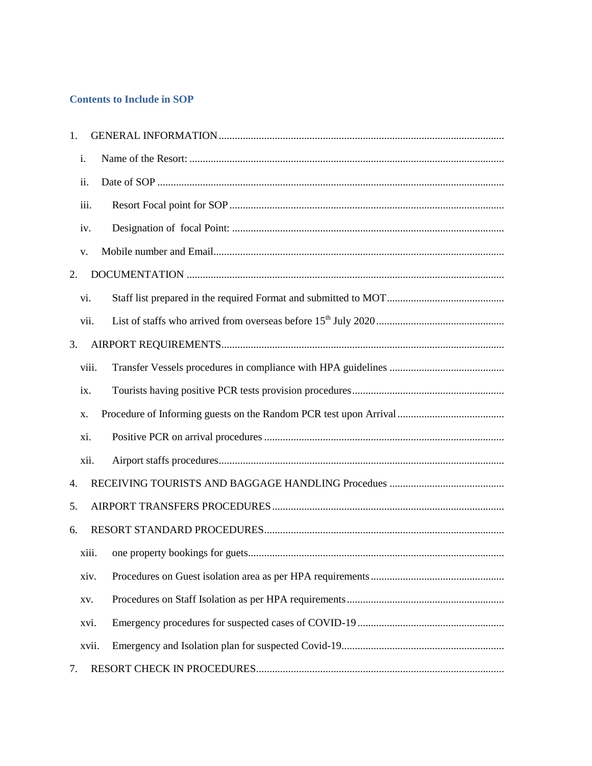## Contents to Include in SOP

1. GENERAL INFORMATION
   - i. Name of the Resort:
   - ii. Date of SOP
   - iii. Resort Focal point for SOP
   - iv. Designation of focal Point:
   - v. Mobile number and Email
2. DOCUMENTATION
   - vi. Staff list prepared in the required Format and submitted to MOT
   - vii. List of staffs who arrived from overseas before 15th July 2020
3. AIRPORT REQUIREMENTS
   - viii. Transfer Vessels procedures in compliance with HPA guidelines
   - ix. Tourists having positive PCR tests provision procedures
   - x. Procedure of Informing guests on the Random PCR test upon Arrival
   - xi. Positive PCR on arrival procedures
   - xii. Airport staffs procedures
4. RECEIVING TOURISTS AND BAGGAGE HANDLING Procedues
5. AIRPORT TRANSFERS PROCEDURES
6. RESORT STANDARD PROCEDURES
   - xiii. one property bookings for guets
   - xiv. Procedures on Guest isolation area as per HPA requirements
   - xv. Procedures on Staff Isolation as per HPA requirements
   - xvi. Emergency procedures for suspected cases of COVID-19
   - xvii. Emergency and Isolation plan for suspected Covid-19
7. RESORT CHECK IN PROCEDURES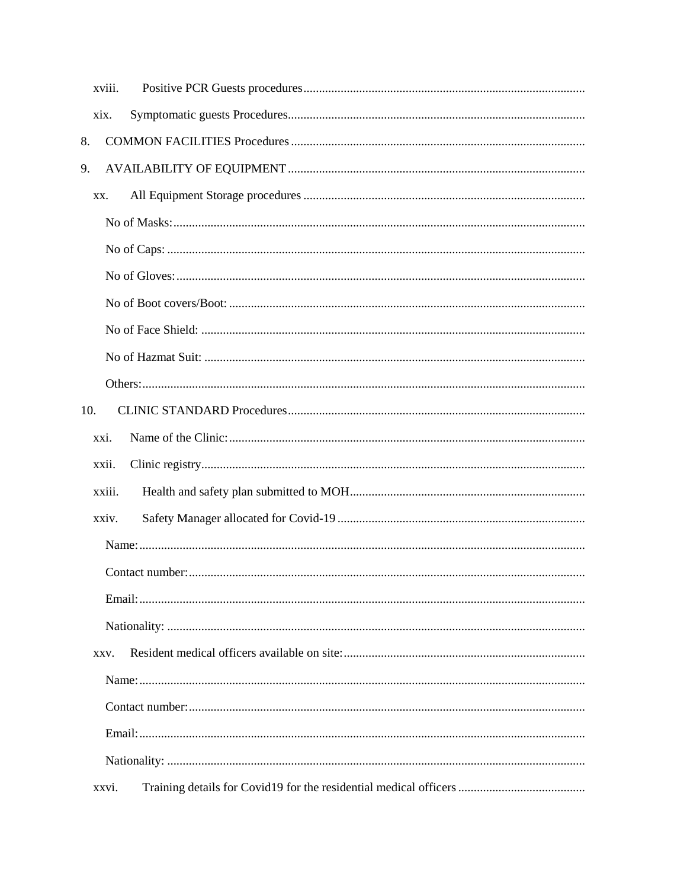xviii. Positive PCR Guests procedures..........................................................................................

xix. Symptomatic guests Procedures...............................................................................................

8. COMMON FACILITIES Procedures ..............................................................................................

9. AVAILABILITY OF EQUIPMENT ...............................................................................................

xx. All Equipment Storage procedures ..........................................................................................

No of Masks:...................................................................................................................

No of Caps: .....................................................................................................................

No of Gloves:..................................................................................................................

No of Boot covers/Boot: .................................................................................................

No of Face Shield: ..........................................................................................................

No of Hazmat Suit: .........................................................................................................

Others:.............................................................................................................................

10. CLINIC STANDARD Procedures...............................................................................................

xxi. Name of the Clinic:.................................................................................................

xxii. Clinic registry..........................................................................................................

xxiii. Health and safety plan submitted to MOH...........................................................................

xxiv. Safety Manager allocated for Covid-19 ...............................................................................

Name:..............................................................................................................................

Contact number:..............................................................................................................

Email:..............................................................................................................................

Nationality: .....................................................................................................................

xxv. Resident medical officers available on site:.............................................................................

Name:..............................................................................................................................

Contact number:..............................................................................................................

Email:..............................................................................................................................

Nationality: .....................................................................................................................

xxvi. Training details for Covid19 for the residential medical officers .........................................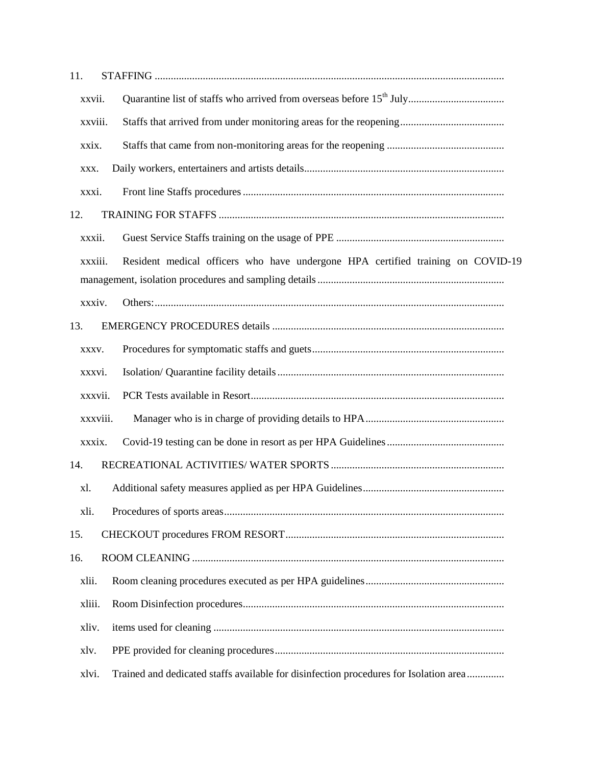11. STAFFING ..................................................................................................................................

   xxvii. Quarantine list of staffs who arrived from overseas before 15th July...................................

   xxviii. Staffs that arrived from under monitoring areas for the reopening.......................................

   xxix. Staffs that came from non-monitoring areas for the reopening ............................................

   xxx. Daily workers, entertainers and artists details..........................................................................

   xxxi. Front line Staffs procedures .................................................................................................

12. TRAINING FOR STAFFS ..........................................................................................................

   xxxii. Guest Service Staffs training on the usage of PPE ..............................................................

   xxxiii. Resident medical officers who have undergone HPA certified training on COVID-19 management, isolation procedures and sampling details .....................................................................

   xxxiv. Others:..................................................................................................................................

13. EMERGENCY PROCEDURES details .......................................................................................

   xxxv. Procedures for symptomatic staffs and guets.......................................................................

   xxxvi. Isolation/ Quarantine facility details ....................................................................................

   xxxvii. PCR Tests available in Resort..............................................................................................

   xxxviii. Manager who is in charge of providing details to HPA...................................................

   xxxix. Covid-19 testing can be done in resort as per HPA Guidelines ...........................................

14. RECREATIONAL ACTIVITIES/ WATER SPORTS ................................................................

   xl. Additional safety measures applied as per HPA Guidelines....................................................

   xli. Procedures of sports areas........................................................................................................

15. CHECKOUT procedures FROM RESORT.................................................................................

16. ROOM CLEANING ....................................................................................................................

   xlii. Room cleaning procedures executed as per HPA guidelines...................................................

   xliii. Room Disinfection procedures.................................................................................................

   xliv. items used for cleaning ............................................................................................................

   xlv. PPE provided for cleaning procedures.....................................................................................

   xlvi. Trained and dedicated staffs available for disinfection procedures for Isolation area.............